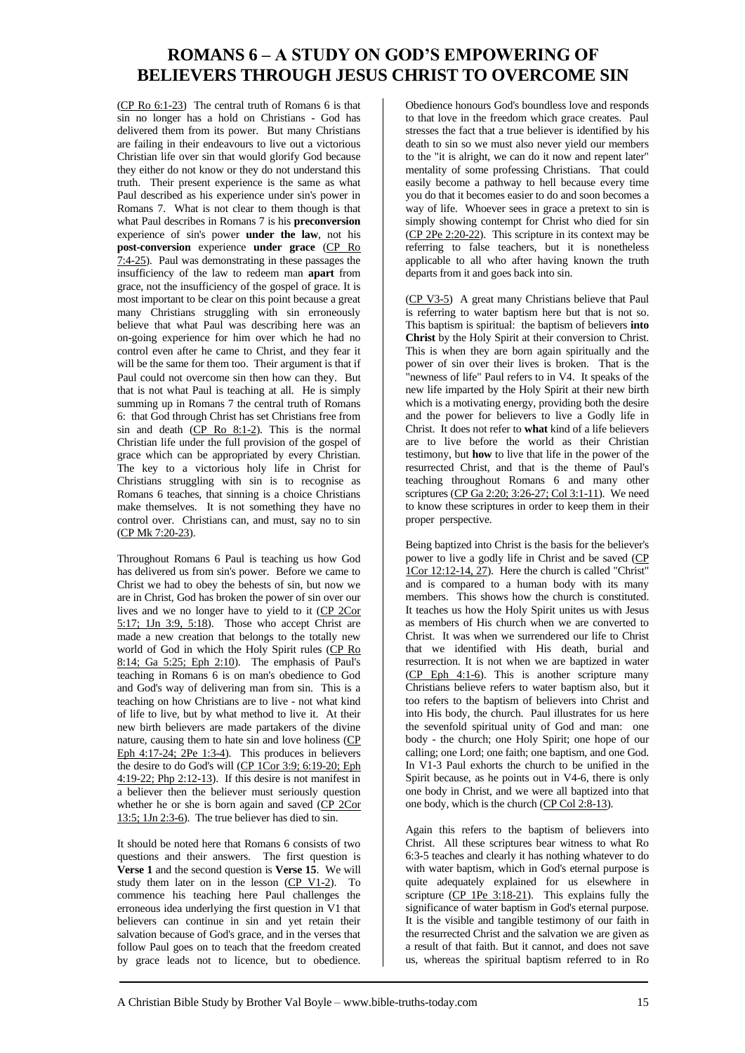# ROMANS 6 – A STUDY ON GOD'S EMPOWERING OF BELIEVERS THROUGH JESUS CHRIST TO OVERCOME SIN

(CP Ro 6:1-23) The central truth of Romans 6 is that sin no longer has a hold on Christians - God has delivered them from its power. But many Christians are failing in their endeavours to live out a victorious Christian life over sin that would glorify God because they either do not know or they do not understand this truth. Their present experience is the same as what Paul described as his experience under sin's power in Romans 7. What is not clear to them though is that what Paul describes in Romans 7 is his **preconversion** experience of sin's power **under the law**, not his **post-conversion** experience **under grace** (CP Ro 7:4-25). Paul was demonstrating in these passages the insufficiency of the law to redeem man **apart** from grace, not the insufficiency of the gospel of grace. It is most important to be clear on this point because a great many Christians struggling with sin erroneously believe that what Paul was describing here was an on-going experience for him over which he had no control even after he came to Christ, and they fear it will be the same for them too. Their argument is that if Paul could not overcome sin then how can they. But that is not what Paul is teaching at all. He is simply summing up in Romans 7 the central truth of Romans 6: that God through Christ has set Christians free from sin and death (CP Ro 8:1-2). This is the normal Christian life under the full provision of the gospel of grace which can be appropriated by every Christian. The key to a victorious holy life in Christ for Christians struggling with sin is to recognise as Romans 6 teaches, that sinning is a choice Christians make themselves. It is not something they have no control over. Christians can, and must, say no to sin (CP Mk 7:20-23).

Throughout Romans 6 Paul is teaching us how God has delivered us from sin's power. Before we came to Christ we had to obey the behests of sin, but now we are in Christ, God has broken the power of sin over our lives and we no longer have to yield to it (CP 2Cor 5:17; 1Jn 3:9, 5:18). Those who accept Christ are made a new creation that belongs to the totally new world of God in which the Holy Spirit rules (CP Ro 8:14; Ga 5:25; Eph 2:10). The emphasis of Paul's teaching in Romans 6 is on man's obedience to God and God's way of delivering man from sin. This is a teaching on how Christians are to live - not what kind of life to live, but by what method to live it. At their new birth believers are made partakers of the divine nature, causing them to hate sin and love holiness (CP Eph 4:17-24; 2Pe 1:3-4). This produces in believers the desire to do God's will (CP 1Cor 3:9; 6:19-20; Eph 4:19-22; Php 2:12-13). If this desire is not manifest in a believer then the believer must seriously question whether he or she is born again and saved (CP 2Cor 13:5; 1Jn 2:3-6). The true believer has died to sin.

It should be noted here that Romans 6 consists of two questions and their answers. The first question is **Verse 1** and the second question is **Verse 15**. We will study them later on in the lesson (CP V1-2). To commence his teaching here Paul challenges the erroneous idea underlying the first question in V1 that believers can continue in sin and yet retain their salvation because of God's grace, and in the verses that follow Paul goes on to teach that the freedom created by grace leads not to licence, but to obedience. Obedience honours God's boundless love and responds to that love in the freedom which grace creates. Paul stresses the fact that a true believer is identified by his death to sin so we must also never yield our members to the "it is alright, we can do it now and repent later" mentality of some professing Christians. That could easily become a pathway to hell because every time you do that it becomes easier to do and soon becomes a way of life. Whoever sees in grace a pretext to sin is simply showing contempt for Christ who died for sin (CP 2Pe 2:20-22). This scripture in its context may be referring to false teachers, but it is nonetheless applicable to all who after having known the truth departs from it and goes back into sin.

(CP V3-5) A great many Christians believe that Paul is referring to water baptism here but that is not so. This baptism is spiritual: the baptism of believers **into Christ** by the Holy Spirit at their conversion to Christ. This is when they are born again spiritually and the power of sin over their lives is broken. That is the "newness of life" Paul refers to in V4. It speaks of the new life imparted by the Holy Spirit at their new birth which is a motivating energy, providing both the desire and the power for believers to live a Godly life in Christ. It does not refer to **what** kind of a life believers are to live before the world as their Christian testimony, but **how** to live that life in the power of the resurrected Christ, and that is the theme of Paul's teaching throughout Romans 6 and many other scriptures (CP Ga 2:20; 3:26-27; Col 3:1-11). We need to know these scriptures in order to keep them in their proper perspective.

Being baptized into Christ is the basis for the believer's power to live a godly life in Christ and be saved (CP 1Cor 12:12-14, 27). Here the church is called "Christ" and is compared to a human body with its many members. This shows how the church is constituted. It teaches us how the Holy Spirit unites us with Jesus as members of His church when we are converted to Christ. It was when we surrendered our life to Christ that we identified with His death, burial and resurrection. It is not when we are baptized in water (CP Eph 4:1-6). This is another scripture many Christians believe refers to water baptism also, but it too refers to the baptism of believers into Christ and into His body, the church. Paul illustrates for us here the sevenfold spiritual unity of God and man: one body - the church; one Holy Spirit; one hope of our calling; one Lord; one faith; one baptism, and one God. In V1-3 Paul exhorts the church to be unified in the Spirit because, as he points out in V4-6, there is only one body in Christ, and we were all baptized into that one body, which is the church (CP Col 2:8-13).

Again this refers to the baptism of believers into Christ. All these scriptures bear witness to what Ro 6:3-5 teaches and clearly it has nothing whatever to do with water baptism, which in God's eternal purpose is quite adequately explained for us elsewhere in scripture (CP 1Pe 3:18-21). This explains fully the significance of water baptism in God's eternal purpose. It is the visible and tangible testimony of our faith in the resurrected Christ and the salvation we are given as a result of that faith. But it cannot, and does not save us, whereas the spiritual baptism referred to in Ro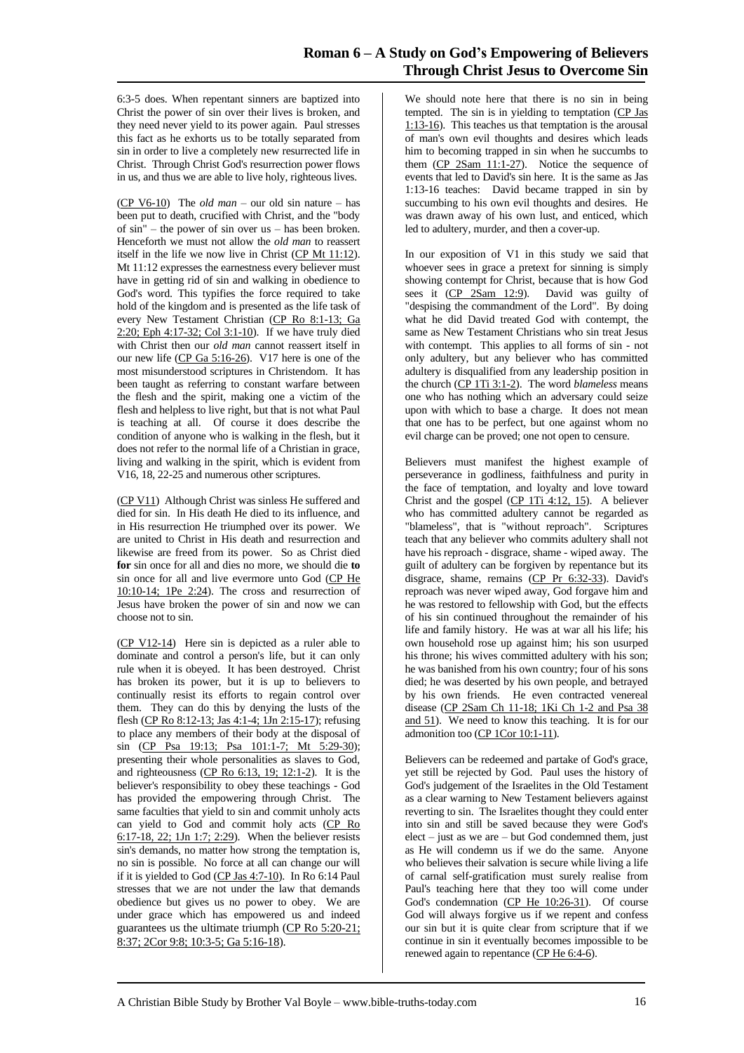6:3-5 does. When repentant sinners are baptized into Christ the power of sin over their lives is broken, and they need never yield to its power again. Paul stresses this fact as he exhorts us to be totally separated from sin in order to live a completely new resurrected life in Christ. Through Christ God's resurrection power flows in us, and thus we are able to live holy, righteous lives.

(CP V6-10) The *old man* – our old sin nature – has been put to death, crucified with Christ, and the "body of sin" – the power of sin over us – has been broken. Henceforth we must not allow the *old man* to reassert itself in the life we now live in Christ (CP Mt 11:12). Mt 11:12 expresses the earnestness every believer must have in getting rid of sin and walking in obedience to God's word. This typifies the force required to take hold of the kingdom and is presented as the life task of every New Testament Christian (CP Ro 8:1-13; Ga 2:20; Eph 4:17-32; Col 3:1-10). If we have truly died with Christ then our *old man* cannot reassert itself in our new life (CP Ga 5:16-26). V17 here is one of the most misunderstood scriptures in Christendom. It has been taught as referring to constant warfare between the flesh and the spirit, making one a victim of the flesh and helpless to live right, but that is not what Paul is teaching at all. Of course it does describe the condition of anyone who is walking in the flesh, but it does not refer to the normal life of a Christian in grace, living and walking in the spirit, which is evident from V16, 18, 22-25 and numerous other scriptures.

(CP V11) Although Christ was sinless He suffered and died for sin. In His death He died to its influence, and in His resurrection He triumphed over its power. We are united to Christ in His death and resurrection and likewise are freed from its power. So as Christ died **for** sin once for all and dies no more, we should die **to** sin once for all and live evermore unto God (CP He 10:10-14; 1Pe 2:24). The cross and resurrection of Jesus have broken the power of sin and now we can choose not to sin.

(CP V12-14) Here sin is depicted as a ruler able to dominate and control a person's life, but it can only rule when it is obeyed. It has been destroyed. Christ has broken its power, but it is up to believers to continually resist its efforts to regain control over them. They can do this by denying the lusts of the flesh (CP Ro 8:12-13; Jas 4:1-4; 1Jn 2:15-17); refusing to place any members of their body at the disposal of sin (CP Psa 19:13; Psa 101:1-7; Mt 5:29-30); presenting their whole personalities as slaves to God, and righteousness (CP Ro 6:13, 19; 12:1-2). It is the believer's responsibility to obey these teachings - God has provided the empowering through Christ. The same faculties that yield to sin and commit unholy acts can yield to God and commit holy acts (CP Ro 6:17-18, 22; 1Jn 1:7; 2:29). When the believer resists sin's demands, no matter how strong the temptation is, no sin is possible. No force at all can change our will if it is yielded to God (CP Jas 4:7-10). In Ro 6:14 Paul stresses that we are not under the law that demands obedience but gives us no power to obey. We are under grace which has empowered us and indeed guarantees us the ultimate triumph (CP Ro 5:20-21; 8:37; 2Cor 9:8; 10:3-5; Ga 5:16-18).

We should note here that there is no sin in being tempted. The sin is in yielding to temptation (CP Jas 1:13-16). This teaches us that temptation is the arousal of man's own evil thoughts and desires which leads him to becoming trapped in sin when he succumbs to them (CP 2Sam 11:1-27). Notice the sequence of events that led to David's sin here. It is the same as Jas 1:13-16 teaches: David became trapped in sin by succumbing to his own evil thoughts and desires. He was drawn away of his own lust, and enticed, which led to adultery, murder, and then a cover-up.

In our exposition of V1 in this study we said that whoever sees in grace a pretext for sinning is simply showing contempt for Christ, because that is how God sees it (CP 2Sam 12:9). David was guilty of "despising the commandment of the Lord". By doing what he did David treated God with contempt, the same as New Testament Christians who sin treat Jesus with contempt. This applies to all forms of sin - not only adultery, but any believer who has committed adultery is disqualified from any leadership position in the church (CP 1Ti 3:1-2). The word *blameless* means one who has nothing which an adversary could seize upon with which to base a charge. It does not mean that one has to be perfect, but one against whom no evil charge can be proved; one not open to censure.

Believers must manifest the highest example of perseverance in godliness, faithfulness and purity in the face of temptation, and loyalty and love toward Christ and the gospel (CP 1Ti 4:12, 15). A believer who has committed adultery cannot be regarded as "blameless", that is "without reproach". Scriptures teach that any believer who commits adultery shall not have his reproach - disgrace, shame - wiped away. The guilt of adultery can be forgiven by repentance but its disgrace, shame, remains (CP Pr 6:32-33). David's reproach was never wiped away, God forgave him and he was restored to fellowship with God, but the effects of his sin continued throughout the remainder of his life and family history. He was at war all his life; his own household rose up against him; his son usurped his throne; his wives committed adultery with his son; he was banished from his own country; four of his sons died; he was deserted by his own people, and betrayed by his own friends. He even contracted venereal disease (CP 2Sam Ch 11-18; 1Ki Ch 1-2 and Psa 38 and 51). We need to know this teaching. It is for our admonition too (CP 1Cor 10:1-11).

Believers can be redeemed and partake of God's grace, yet still be rejected by God. Paul uses the history of God's judgement of the Israelites in the Old Testament as a clear warning to New Testament believers against reverting to sin. The Israelites thought they could enter into sin and still be saved because they were God's elect – just as we are – but God condemned them, just as He will condemn us if we do the same. Anyone who believes their salvation is secure while living a life of carnal self-gratification must surely realise from Paul's teaching here that they too will come under God's condemnation (CP He 10:26-31). Of course God will always forgive us if we repent and confess our sin but it is quite clear from scripture that if we continue in sin it eventually becomes impossible to be renewed again to repentance (CP He 6:4-6).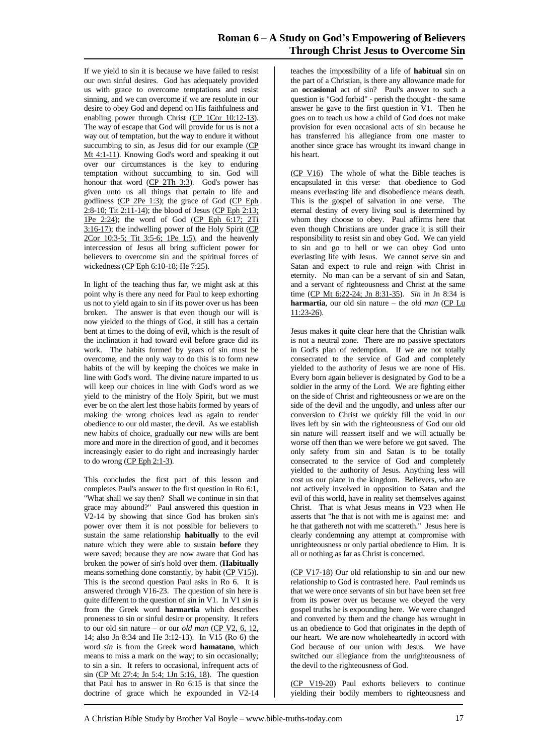If we yield to sin it is because we have failed to resist our own sinful desires. God has adequately provided us with grace to overcome temptations and resist sinning, and we can overcome if we are resolute in our desire to obey God and depend on His faithfulness and enabling power through Christ (CP 1Cor 10:12-13). The way of escape that God will provide for us is not a way out of temptation, but the way to endure it without succumbing to sin, as Jesus did for our example (CP Mt 4:1-11). Knowing God's word and speaking it out over our circumstances is the key to enduring temptation without succumbing to sin. God will honour that word (CP 2Th 3:3). God's power has given unto us all things that pertain to life and godliness (CP 2Pe 1:3); the grace of God (CP Eph 2:8-10; Tit 2:11-14); the blood of Jesus (CP Eph 2:13; 1Pe 2:24); the word of God (CP Eph 6:17; 2Ti 3:16-17); the indwelling power of the Holy Spirit (CP 2Cor 10:3-5; Tit 3:5-6; 1Pe 1:5), and the heavenly intercession of Jesus all bring sufficient power for believers to overcome sin and the spiritual forces of wickedness (CP Eph 6:10-18; He 7:25).

In light of the teaching thus far, we might ask at this point why is there any need for Paul to keep exhorting us not to yield again to sin if its power over us has been broken. The answer is that even though our will is now yielded to the things of God, it still has a certain bent at times to the doing of evil, which is the result of the inclination it had toward evil before grace did its work. The habits formed by years of sin must be overcome, and the only way to do this is to form new habits of the will by keeping the choices we make in line with God's word. The divine nature imparted to us will keep our choices in line with God's word as we yield to the ministry of the Holy Spirit, but we must ever be on the alert lest those habits formed by years of making the wrong choices lead us again to render obedience to our old master, the devil. As we establish new habits of choice, gradually our new wills are bent more and more in the direction of good, and it becomes increasingly easier to do right and increasingly harder to do wrong (CP Eph 2:1-3).

This concludes the first part of this lesson and completes Paul's answer to the first question in Ro 6:1, "What shall we say then? Shall we continue in sin that grace may abound?" Paul answered this question in V2-14 by showing that since God has broken sin's power over them it is not possible for believers to sustain the same relationship **habitually** to the evil nature which they were able to sustain **before** they were saved; because they are now aware that God has broken the power of sin's hold over them. (**Habitually** means something done constantly, by habit (CP V15)). This is the second question Paul asks in Ro 6. It is answered through V16-23. The question of sin here is quite different to the question of sin in V1. In V1 *sin* is from the Greek word **harmartia** which describes proneness to sin or sinful desire or propensity. It refers to our old sin nature – or our *old man* (CP V2, 6, 12, 14; also Jn 8:34 and He 3:12-13). In V15 (Ro 6) the word *sin* is from the Greek word **hamatano**, which means to miss a mark on the way; to sin occasionally; to sin a sin. It refers to occasional, infrequent acts of sin (CP Mt 27:4; Jn 5:4; 1Jn 5:16, 18). The question that Paul has to answer in Ro 6:15 is that since the doctrine of grace which he expounded in V2-14 teaches the impossibility of a life of **habitual** sin on the part of a Christian, is there any allowance made for an **occasional** act of sin? Paul's answer to such a question is "God forbid" - perish the thought - the same answer he gave to the first question in V1. Then he goes on to teach us how a child of God does not make provision for even occasional acts of sin because he has transferred his allegiance from one master to another since grace has wrought its inward change in his heart.

(CP V16) The whole of what the Bible teaches is encapsulated in this verse: that obedience to God means everlasting life and disobedience means death. This is the gospel of salvation in one verse. The eternal destiny of every living soul is determined by whom they choose to obey. Paul affirms here that even though Christians are under grace it is still their responsibility to resist sin and obey God. We can yield to sin and go to hell or we can obey God unto everlasting life with Jesus. We cannot serve sin and Satan and expect to rule and reign with Christ in eternity. No man can be a servant of sin and Satan, and a servant of righteousness and Christ at the same time (CP Mt 6:22-24; Jn 8:31-35). *Sin* in Jn 8:34 is **harmartia**, our old sin nature – the *old man* (CP Lu 11:23-26).

Jesus makes it quite clear here that the Christian walk is not a neutral zone. There are no passive spectators in God's plan of redemption. If we are not totally consecrated to the service of God and completely yielded to the authority of Jesus we are none of His. Every born again believer is designated by God to be a soldier in the army of the Lord. We are fighting either on the side of Christ and righteousness or we are on the side of the devil and the ungodly, and unless after our conversion to Christ we quickly fill the void in our lives left by sin with the righteousness of God our old sin nature will reassert itself and we will actually be worse off then than we were before we got saved. The only safety from sin and Satan is to be totally consecrated to the service of God and completely yielded to the authority of Jesus. Anything less will cost us our place in the kingdom. Believers, who are not actively involved in opposition to Satan and the evil of this world, have in reality set themselves against Christ. That is what Jesus means in V23 when He asserts that "he that is not with me is against me: and he that gathereth not with me scattereth." Jesus here is clearly condemning any attempt at compromise with unrighteousness or only partial obedience to Him. It is all or nothing as far as Christ is concerned.

(CP V17-18) Our old relationship to sin and our new relationship to God is contrasted here. Paul reminds us that we were once servants of sin but have been set free from its power over us because we obeyed the very gospel truths he is expounding here. We were changed and converted by them and the change has wrought in us an obedience to God that originates in the depth of our heart. We are now wholeheartedly in accord with God because of our union with Jesus. We have switched our allegiance from the unrighteousness of the devil to the righteousness of God.

(CP V19-20) Paul exhorts believers to continue yielding their bodily members to righteousness and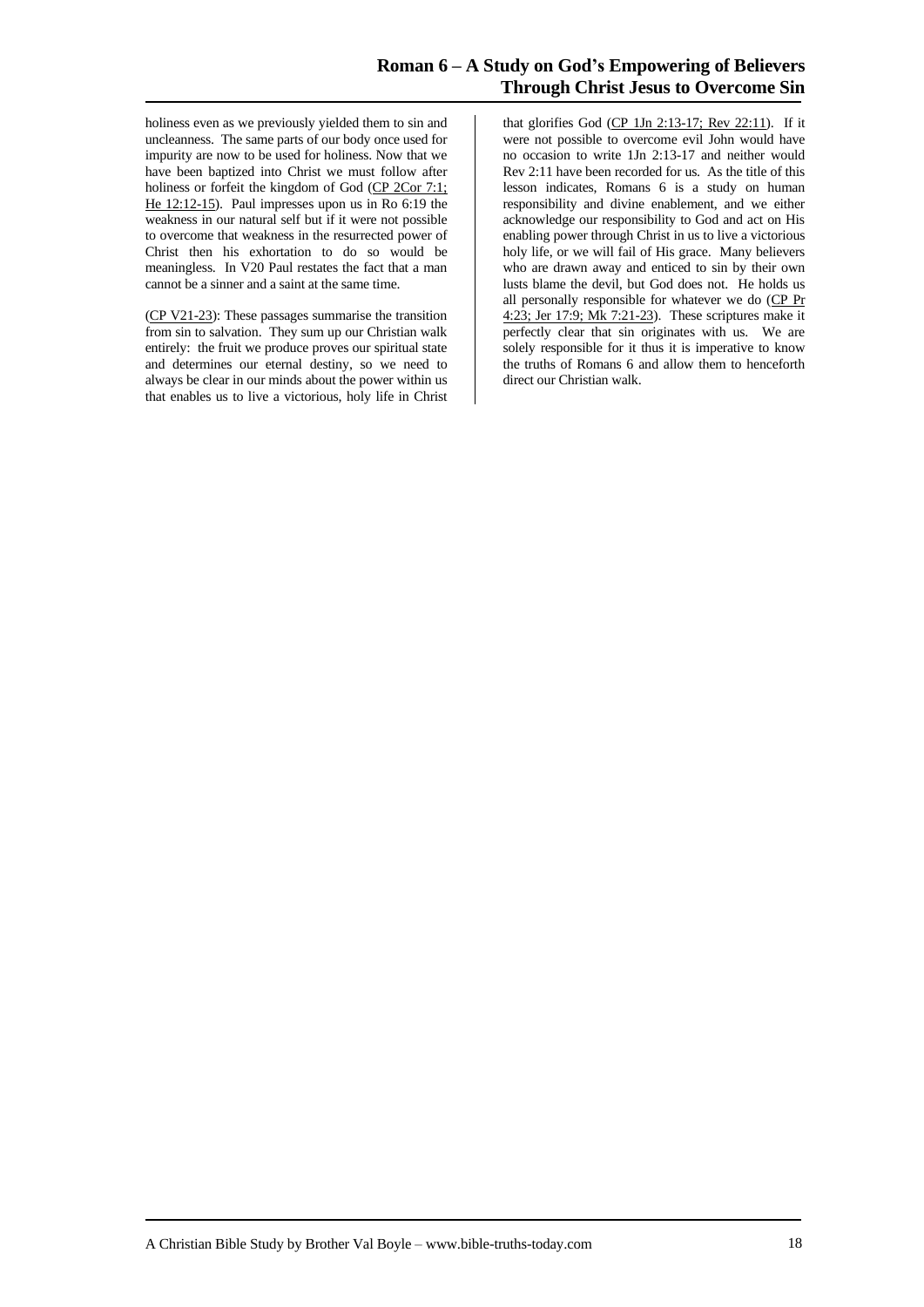holiness even as we previously yielded them to sin and uncleanness. The same parts of our body once used for impurity are now to be used for holiness. Now that we have been baptized into Christ we must follow after holiness or forfeit the kingdom of God (CP 2Cor 7:1; He 12:12-15). Paul impresses upon us in Ro 6:19 the weakness in our natural self but if it were not possible to overcome that weakness in the resurrected power of Christ then his exhortation to do so would be meaningless. In V20 Paul restates the fact that a man cannot be a sinner and a saint at the same time.

(CP V21-23): These passages summarise the transition from sin to salvation. They sum up our Christian walk entirely: the fruit we produce proves our spiritual state and determines our eternal destiny, so we need to always be clear in our minds about the power within us that enables us to live a victorious, holy life in Christ that glorifies God (CP 1Jn 2:13-17; Rev 22:11). If it were not possible to overcome evil John would have no occasion to write 1Jn 2:13-17 and neither would Rev 2:11 have been recorded for us. As the title of this lesson indicates, Romans 6 is a study on human responsibility and divine enablement, and we either acknowledge our responsibility to God and act on His enabling power through Christ in us to live a victorious holy life, or we will fail of His grace. Many believers who are drawn away and enticed to sin by their own lusts blame the devil, but God does not. He holds us all personally responsible for whatever we do (CP Pr 4:23; Jer 17:9; Mk 7:21-23). These scriptures make it perfectly clear that sin originates with us. We are solely responsible for it thus it is imperative to know the truths of Romans 6 and allow them to henceforth direct our Christian walk.